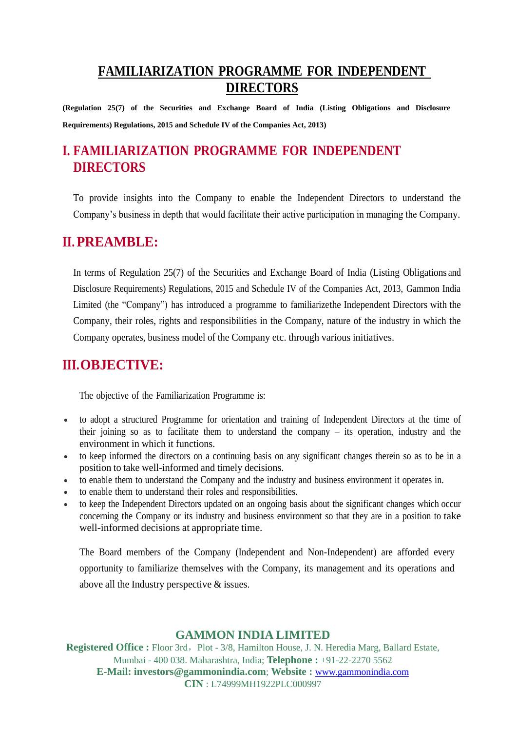# FAMILIARIZATION PROGRAMME FOR INDEPENDENT DIRECTORS

**(Regulation 25(7) of the Securities and Exchange Board of India (Listing Obligations and Disclosure Requirements) Regulations, 2015 and Schedule IV of the Companies Act, 2013)**

## I. FAMILIARIZATION PROGRAMME FOR INDEPENDENT DIRECTORS

To provide insights into the Company to enable the Independent Directors to understand the Company's business in depth that would facilitate their active participation in managing the Company.

## II. PREAMBLE:

In terms of Regulation 25(7) of the Securities and Exchange Board of India (Listing Obligations and Disclosure Requirements) Regulations, 2015 and Schedule IV of the Companies Act, 2013, Gammon India Limited (the "Company") has introduced a programme to familiarizethe Independent Directors with the Company, their roles, rights and responsibilities in the Company, nature of the industry in which the Company operates, business model of the Company etc. through various initiatives.

## III. OBJECTIVE:

The objective of the Familiarization Programme is:

- to adopt a structured Programme for orientation and training of Independent Directors at the time of their joining so as to facilitate them to understand the company – its operation, industry and the environment in which it functions.
- to keep informed the directors on a continuing basis on any significant changes therein so as to be in a position to take well-informed and timely decisions.
- to enable them to understand the Company and the industry and business environment it operates in.
- to enable them to understand their roles and responsibilities.
- to keep the Independent Directors updated on an ongoing basis about the significant changes which occur concerning the Company or its industry and business environment so that they are in a position to take well-informed decisions at appropriate time.

The Board members of the Company (Independent and Non-Independent) are afforded every opportunity to familiarize themselves with the Company, its management and its operations and above all the Industry perspective & issues.

**GAMMON INDIA LIMITED**
**Registered Office :** Floor 3rd, Plot - 3/8, Hamilton House, J. N. Heredia Marg, Ballard Estate, Mumbai - 400 038. Maharashtra, India; **Telephone :** +91-22-2270 5562
**E-Mail: investors@gammonindia.com**; **Website :** www.gammonindia.com
**CIN** : L74999MH1922PLC000997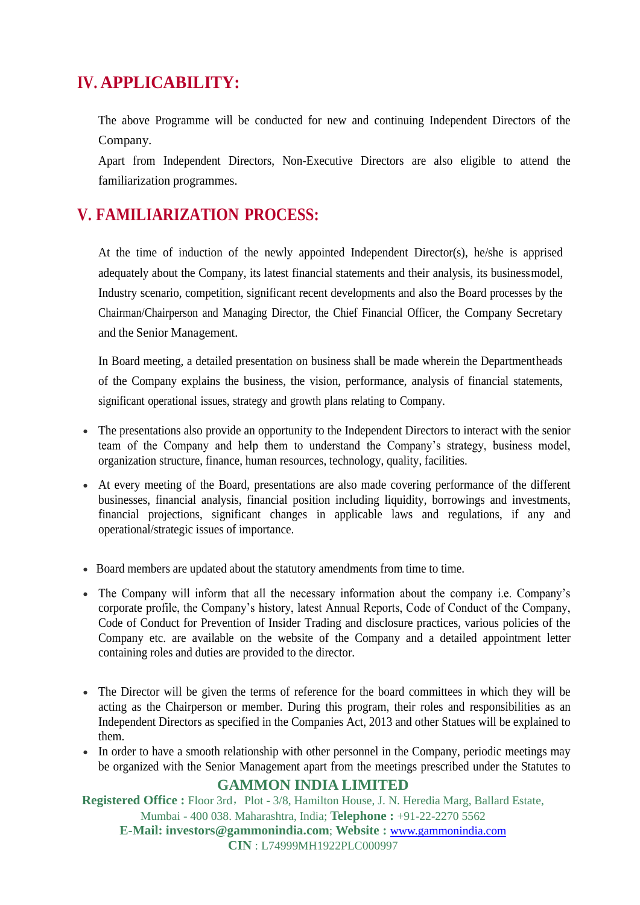## IV. APPLICABILITY:

The above Programme will be conducted for new and continuing Independent Directors of the Company.

Apart from Independent Directors, Non-Executive Directors are also eligible to attend the familiarization programmes.

## V. FAMILIARIZATION PROCESS:

At the time of induction of the newly appointed Independent Director(s), he/she is apprised adequately about the Company, its latest financial statements and their analysis, its business model, Industry scenario, competition, significant recent developments and also the Board processes by the Chairman/Chairperson and Managing Director, the Chief Financial Officer, the Company Secretary and the Senior Management.

In Board meeting, a detailed presentation on business shall be made wherein the Department heads of the Company explains the business, the vision, performance, analysis of financial statements, significant operational issues, strategy and growth plans relating to Company.

- The presentations also provide an opportunity to the Independent Directors to interact with the senior team of the Company and help them to understand the Company's strategy, business model, organization structure, finance, human resources, technology, quality, facilities.
- At every meeting of the Board, presentations are also made covering performance of the different businesses, financial analysis, financial position including liquidity, borrowings and investments, financial projections, significant changes in applicable laws and regulations, if any and operational/strategic issues of importance.
- Board members are updated about the statutory amendments from time to time.
- The Company will inform that all the necessary information about the company i.e. Company's corporate profile, the Company's history, latest Annual Reports, Code of Conduct of the Company, Code of Conduct for Prevention of Insider Trading and disclosure practices, various policies of the Company etc. are available on the website of the Company and a detailed appointment letter containing roles and duties are provided to the director.
- The Director will be given the terms of reference for the board committees in which they will be acting as the Chairperson or member. During this program, their roles and responsibilities as an Independent Directors as specified in the Companies Act, 2013 and other Statues will be explained to them.
- In order to have a smooth relationship with other personnel in the Company, periodic meetings may be organized with the Senior Management apart from the meetings prescribed under the Statutes to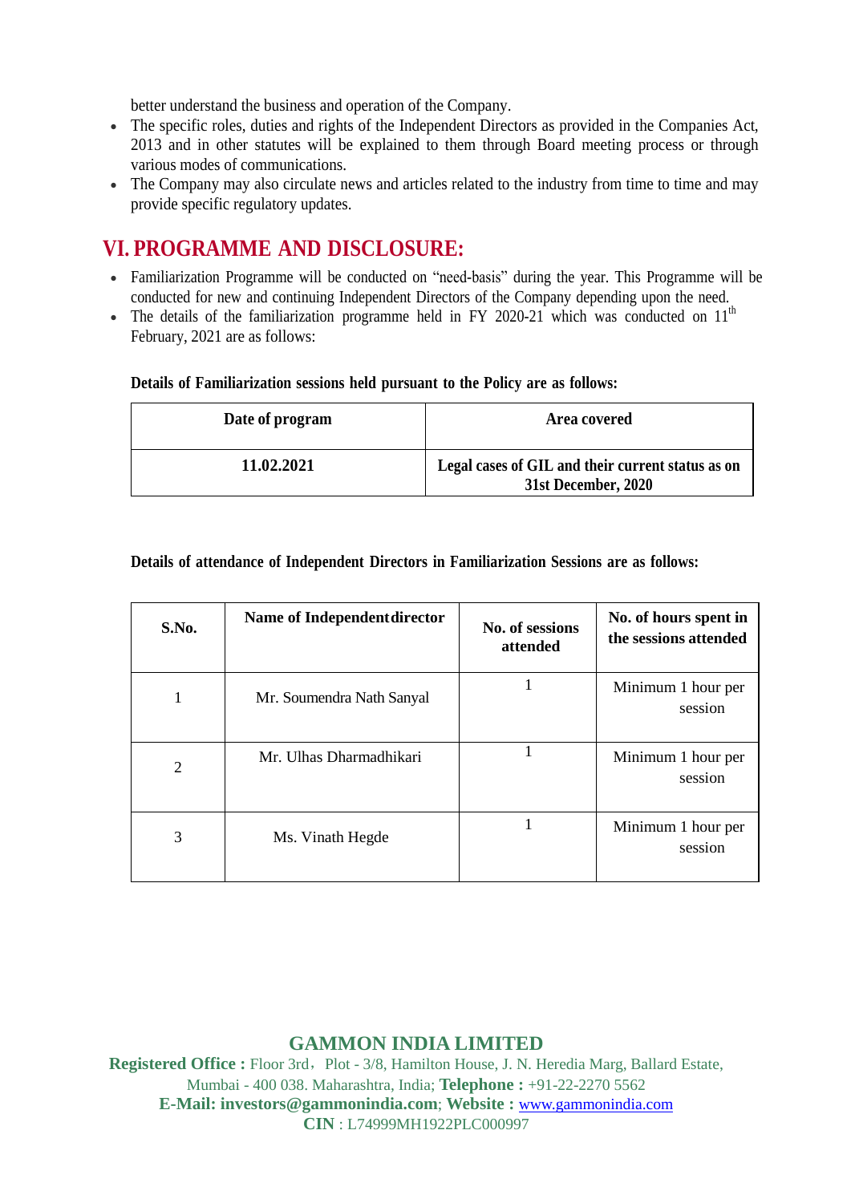better understand the business and operation of the Company.

- The specific roles, duties and rights of the Independent Directors as provided in the Companies Act, 2013 and in other statutes will be explained to them through Board meeting process or through various modes of communications.
- The Company may also circulate news and articles related to the industry from time to time and may provide specific regulatory updates.

## VI. PROGRAMME AND DISCLOSURE:

- Familiarization Programme will be conducted on "need-basis" during the year. This Programme will be conducted for new and continuing Independent Directors of the Company depending upon the need.
- The details of the familiarization programme held in FY 2020-21 which was conducted on 11th February, 2021 are as follows:

**Details of Familiarization sessions held pursuant to the Policy are as follows:**

| Date of program | Area covered |
|---|---|
| 11.02.2021 | Legal cases of GIL and their current status as on 31st December, 2020 |

**Details of attendance of Independent Directors in Familiarization Sessions are as follows:**

| S.No. | Name of Independent director | No. of sessions attended | No. of hours spent in the sessions attended |
|---|---|---|---|
| 1 | Mr. Soumendra Nath Sanyal | 1 | Minimum 1 hour per session |
| 2 | Mr. Ulhas Dharmadhikari | 1 | Minimum 1 hour per session |
| 3 | Ms. Vinath Hegde | 1 | Minimum 1 hour per session |

**GAMMON INDIA LIMITED**

**Registered Office :** Floor 3rd, Plot - 3/8, Hamilton House, J. N. Heredia Marg, Ballard Estate, Mumbai - 400 038. Maharashtra, India; **Telephone :** +91-22-2270 5562
**E-Mail: investors@gammonindia.com**; **Website :** www.gammonindia.com
**CIN** : L74999MH1922PLC000997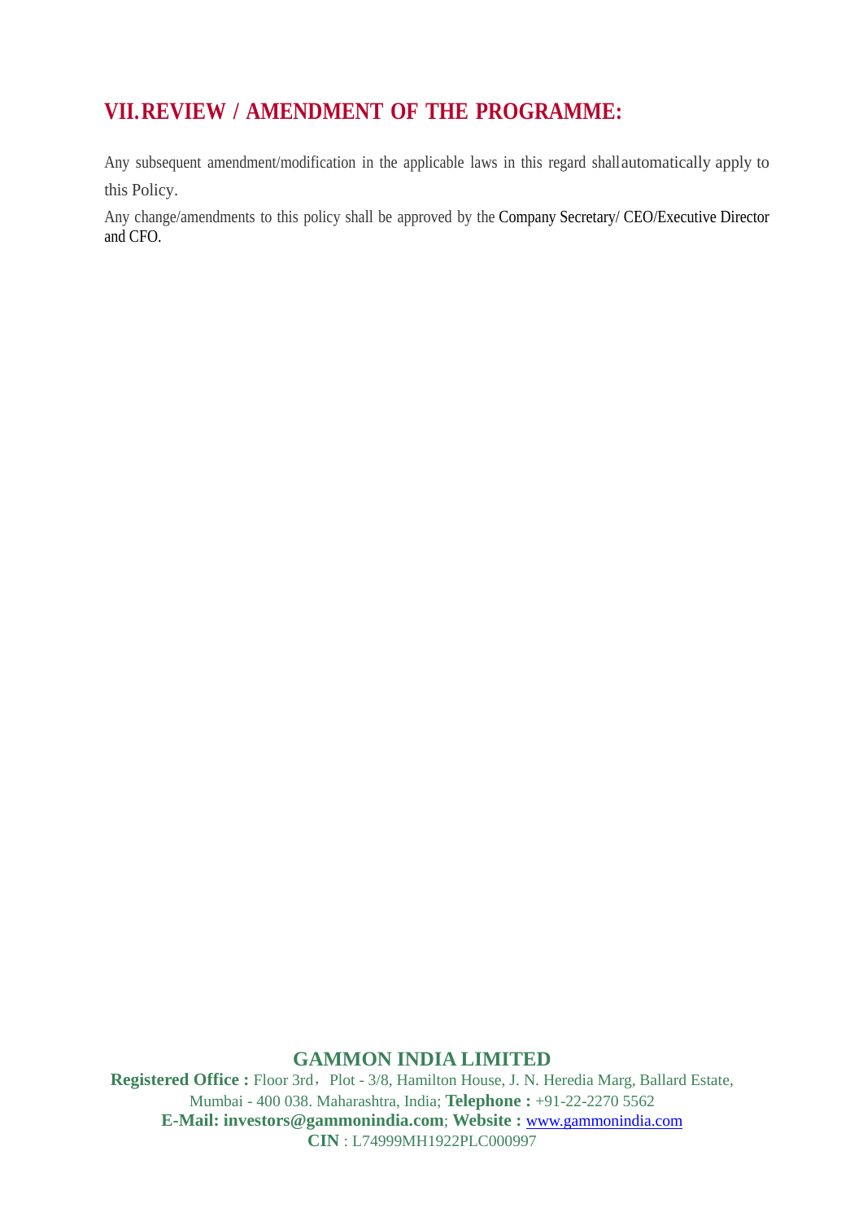## VII. REVIEW / AMENDMENT OF THE PROGRAMME:

Any subsequent amendment/modification in the applicable laws in this regard shall automatically apply to this Policy.

Any change/amendments to this policy shall be approved by the Company Secretary/ CEO/Executive Director and CFO.